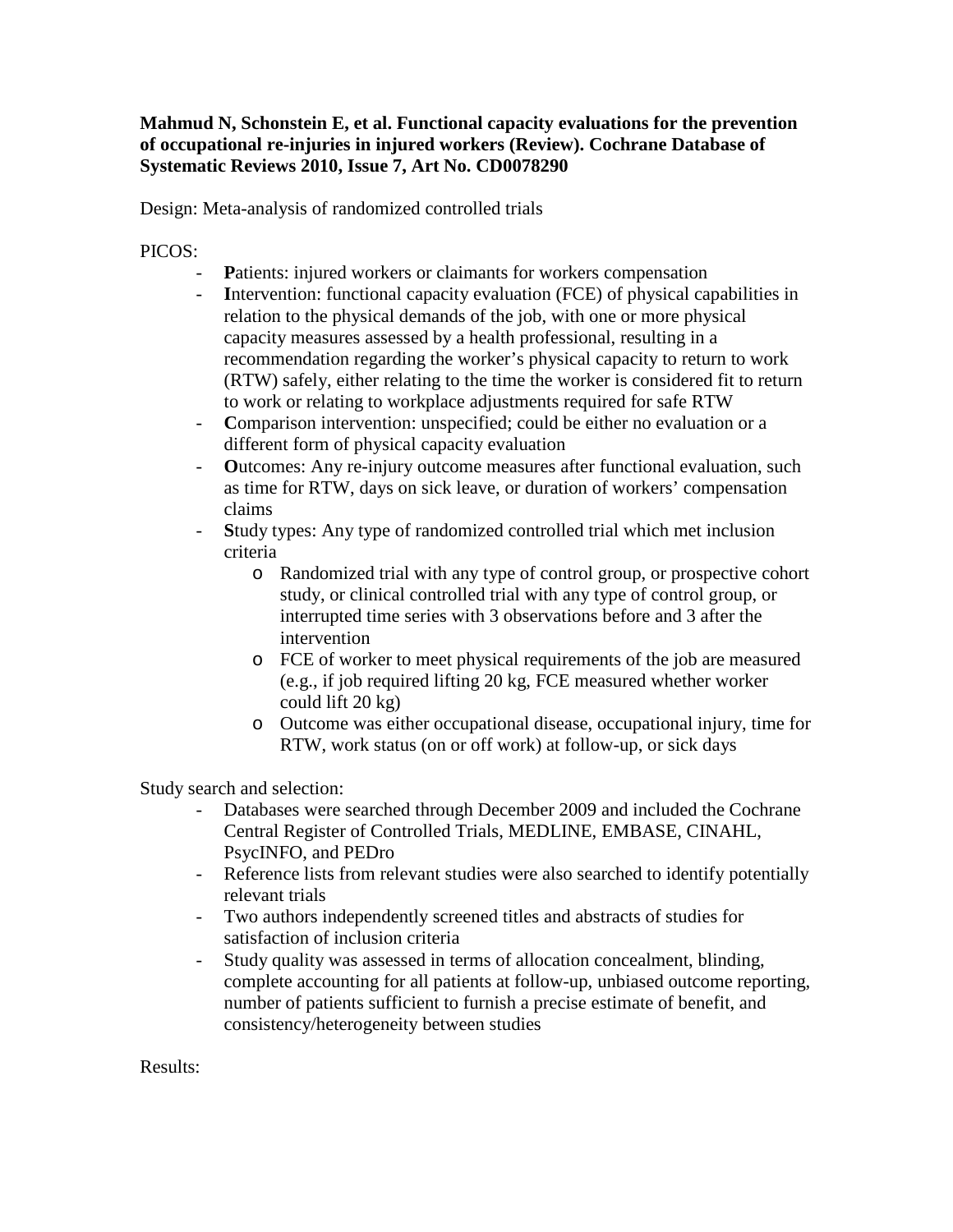**Mahmud N, Schonstein E, et al. Functional capacity evaluations for the prevention of occupational re-injuries in injured workers (Review). Cochrane Database of Systematic Reviews 2010, Issue 7, Art No. CD0078290**

Design: Meta-analysis of randomized controlled trials

PICOS:

- **P**atients: injured workers or claimants for workers compensation
- **I**ntervention: functional capacity evaluation (FCE) of physical capabilities in relation to the physical demands of the job, with one or more physical capacity measures assessed by a health professional, resulting in a recommendation regarding the worker's physical capacity to return to work (RTW) safely, either relating to the time the worker is considered fit to return to work or relating to workplace adjustments required for safe RTW
- **C**omparison intervention: unspecified; could be either no evaluation or a different form of physical capacity evaluation
- **O**utcomes: Any re-injury outcome measures after functional evaluation, such as time for RTW, days on sick leave, or duration of workers' compensation claims
- **S**tudy types: Any type of randomized controlled trial which met inclusion criteria
  - Randomized trial with any type of control group, or prospective cohort study, or clinical controlled trial with any type of control group, or interrupted time series with 3 observations before and 3 after the intervention
  - FCE of worker to meet physical requirements of the job are measured (e.g., if job required lifting 20 kg, FCE measured whether worker could lift 20 kg)
  - Outcome was either occupational disease, occupational injury, time for RTW, work status (on or off work) at follow-up, or sick days

Study search and selection:

- Databases were searched through December 2009 and included the Cochrane Central Register of Controlled Trials, MEDLINE, EMBASE, CINAHL, PsycINFO, and PEDro
- Reference lists from relevant studies were also searched to identify potentially relevant trials
- Two authors independently screened titles and abstracts of studies for satisfaction of inclusion criteria
- Study quality was assessed in terms of allocation concealment, blinding, complete accounting for all patients at follow-up, unbiased outcome reporting, number of patients sufficient to furnish a precise estimate of benefit, and consistency/heterogeneity between studies

Results: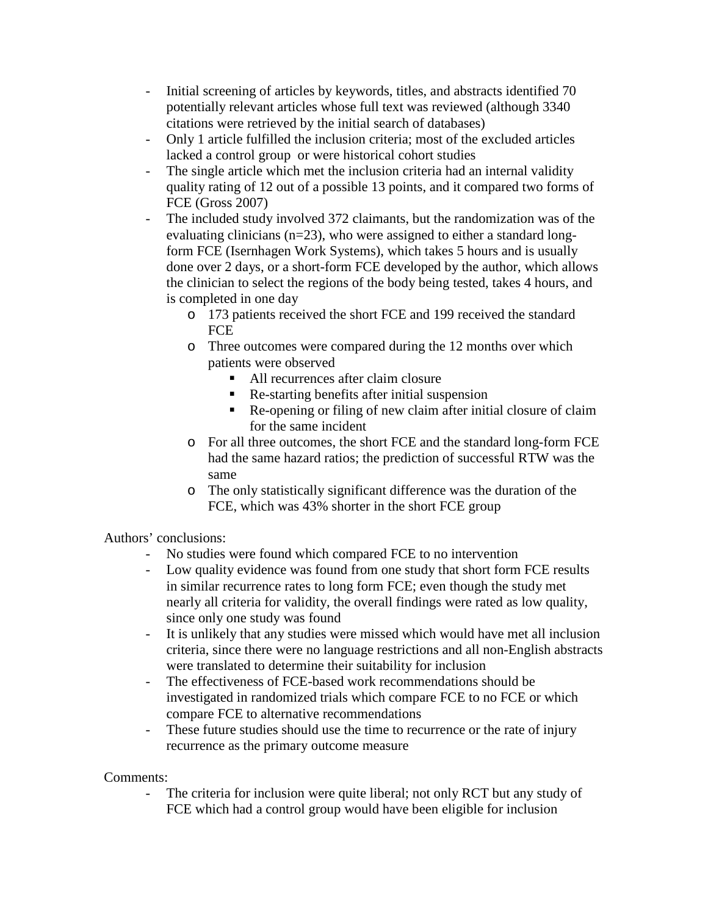- Initial screening of articles by keywords, titles, and abstracts identified 70 potentially relevant articles whose full text was reviewed (although 3340 citations were retrieved by the initial search of databases)
- Only 1 article fulfilled the inclusion criteria; most of the excluded articles lacked a control group or were historical cohort studies
- The single article which met the inclusion criteria had an internal validity quality rating of 12 out of a possible 13 points, and it compared two forms of FCE (Gross 2007)
- The included study involved 372 claimants, but the randomization was of the evaluating clinicians (n=23), who were assigned to either a standard long-form FCE (Isernhagen Work Systems), which takes 5 hours and is usually done over 2 days, or a short-form FCE developed by the author, which allows the clinician to select the regions of the body being tested, takes 4 hours, and is completed in one day
  - 173 patients received the short FCE and 199 received the standard FCE
  - Three outcomes were compared during the 12 months over which patients were observed
    - All recurrences after claim closure
    - Re-starting benefits after initial suspension
    - Re-opening or filing of new claim after initial closure of claim for the same incident
  - For all three outcomes, the short FCE and the standard long-form FCE had the same hazard ratios; the prediction of successful RTW was the same
  - The only statistically significant difference was the duration of the FCE, which was 43% shorter in the short FCE group

Authors' conclusions:

- No studies were found which compared FCE to no intervention
- Low quality evidence was found from one study that short form FCE results in similar recurrence rates to long form FCE; even though the study met nearly all criteria for validity, the overall findings were rated as low quality, since only one study was found
- It is unlikely that any studies were missed which would have met all inclusion criteria, since there were no language restrictions and all non-English abstracts were translated to determine their suitability for inclusion
- The effectiveness of FCE-based work recommendations should be investigated in randomized trials which compare FCE to no FCE or which compare FCE to alternative recommendations
- These future studies should use the time to recurrence or the rate of injury recurrence as the primary outcome measure

Comments:

- The criteria for inclusion were quite liberal; not only RCT but any study of FCE which had a control group would have been eligible for inclusion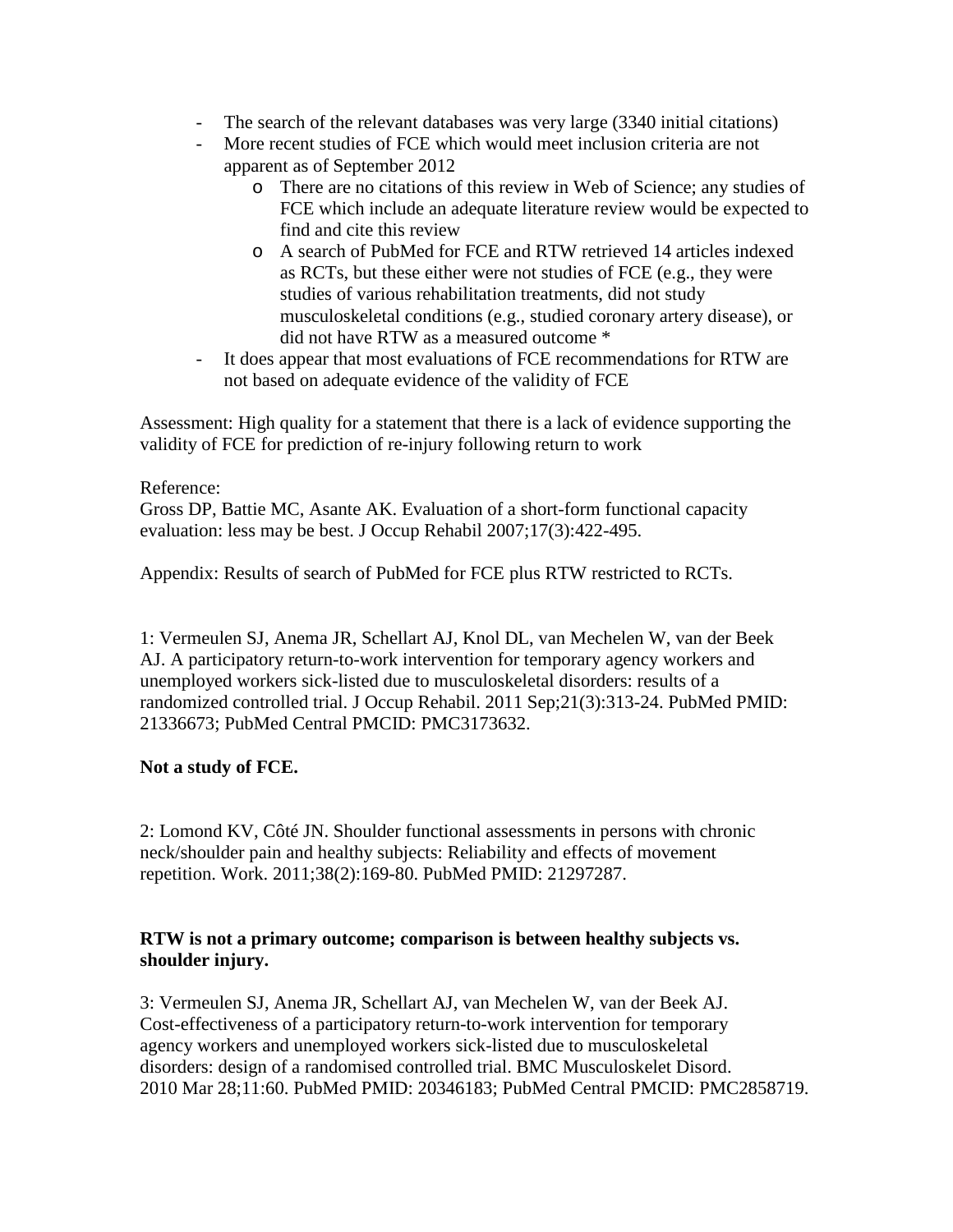- The search of the relevant databases was very large (3340 initial citations)
- More recent studies of FCE which would meet inclusion criteria are not apparent as of September 2012
    - There are no citations of this review in Web of Science; any studies of FCE which include an adequate literature review would be expected to find and cite this review
    - A search of PubMed for FCE and RTW retrieved 14 articles indexed as RCTs, but these either were not studies of FCE (e.g., they were studies of various rehabilitation treatments, did not study musculoskeletal conditions (e.g., studied coronary artery disease), or did not have RTW as a measured outcome *
- It does appear that most evaluations of FCE recommendations for RTW are not based on adequate evidence of the validity of FCE

Assessment: High quality for a statement that there is a lack of evidence supporting the validity of FCE for prediction of re-injury following return to work

Reference:
Gross DP, Battie MC, Asante AK. Evaluation of a short-form functional capacity evaluation: less may be best. J Occup Rehabil 2007;17(3):422-495.

Appendix: Results of search of PubMed for FCE plus RTW restricted to RCTs.

1: Vermeulen SJ, Anema JR, Schellart AJ, Knol DL, van Mechelen W, van der Beek AJ. A participatory return-to-work intervention for temporary agency workers and unemployed workers sick-listed due to musculoskeletal disorders: results of a randomized controlled trial. J Occup Rehabil. 2011 Sep;21(3):313-24. PubMed PMID: 21336673; PubMed Central PMCID: PMC3173632.

**Not a study of FCE.**

2: Lomond KV, Côté JN. Shoulder functional assessments in persons with chronic neck/shoulder pain and healthy subjects: Reliability and effects of movement repetition. Work. 2011;38(2):169-80. PubMed PMID: 21297287.

**RTW is not a primary outcome; comparison is between healthy subjects vs. shoulder injury.**

3: Vermeulen SJ, Anema JR, Schellart AJ, van Mechelen W, van der Beek AJ. Cost-effectiveness of a participatory return-to-work intervention for temporary agency workers and unemployed workers sick-listed due to musculoskeletal disorders: design of a randomised controlled trial. BMC Musculoskelet Disord. 2010 Mar 28;11:60. PubMed PMID: 20346183; PubMed Central PMCID: PMC2858719.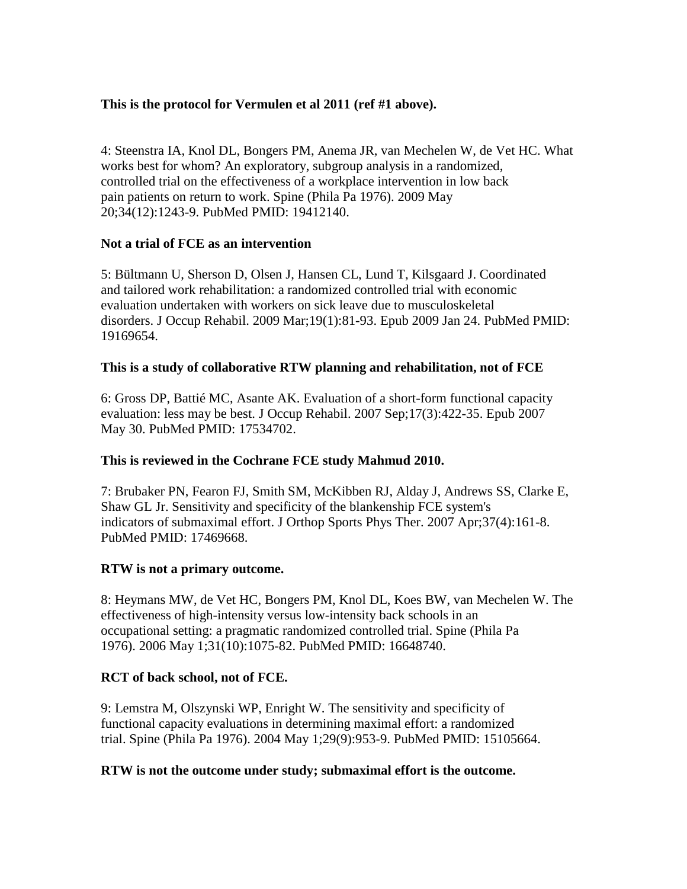**This is the protocol for Vermulen et al 2011 (ref #1 above).**

4: Steenstra IA, Knol DL, Bongers PM, Anema JR, van Mechelen W, de Vet HC. What works best for whom? An exploratory, subgroup analysis in a randomized, controlled trial on the effectiveness of a workplace intervention in low back pain patients on return to work. Spine (Phila Pa 1976). 2009 May 20;34(12):1243-9. PubMed PMID: 19412140.

**Not a trial of FCE as an intervention**

5: Bültmann U, Sherson D, Olsen J, Hansen CL, Lund T, Kilsgaard J. Coordinated and tailored work rehabilitation: a randomized controlled trial with economic evaluation undertaken with workers on sick leave due to musculoskeletal disorders. J Occup Rehabil. 2009 Mar;19(1):81-93. Epub 2009 Jan 24. PubMed PMID: 19169654.

**This is a study of collaborative RTW planning and rehabilitation, not of FCE**

6: Gross DP, Battié MC, Asante AK. Evaluation of a short-form functional capacity evaluation: less may be best. J Occup Rehabil. 2007 Sep;17(3):422-35. Epub 2007 May 30. PubMed PMID: 17534702.

**This is reviewed in the Cochrane FCE study Mahmud 2010.**

7: Brubaker PN, Fearon FJ, Smith SM, McKibben RJ, Alday J, Andrews SS, Clarke E, Shaw GL Jr. Sensitivity and specificity of the blankenship FCE system's indicators of submaximal effort. J Orthop Sports Phys Ther. 2007 Apr;37(4):161-8. PubMed PMID: 17469668.

**RTW is not a primary outcome.**

8: Heymans MW, de Vet HC, Bongers PM, Knol DL, Koes BW, van Mechelen W. The effectiveness of high-intensity versus low-intensity back schools in an occupational setting: a pragmatic randomized controlled trial. Spine (Phila Pa 1976). 2006 May 1;31(10):1075-82. PubMed PMID: 16648740.

**RCT of back school, not of FCE.**

9: Lemstra M, Olszynski WP, Enright W. The sensitivity and specificity of functional capacity evaluations in determining maximal effort: a randomized trial. Spine (Phila Pa 1976). 2004 May 1;29(9):953-9. PubMed PMID: 15105664.

**RTW is not the outcome under study; submaximal effort is the outcome.**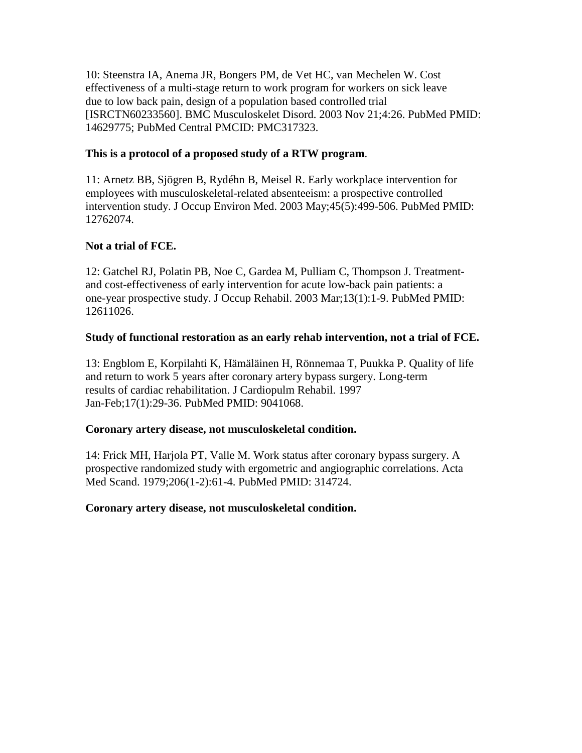10: Steenstra IA, Anema JR, Bongers PM, de Vet HC, van Mechelen W. Cost effectiveness of a multi-stage return to work program for workers on sick leave due to low back pain, design of a population based controlled trial [ISRCTN60233560]. BMC Musculoskelet Disord. 2003 Nov 21;4:26. PubMed PMID: 14629775; PubMed Central PMCID: PMC317323.

**This is a protocol of a proposed study of a RTW program**.

11: Arnetz BB, Sjögren B, Rydéhn B, Meisel R. Early workplace intervention for employees with musculoskeletal-related absenteeism: a prospective controlled intervention study. J Occup Environ Med. 2003 May;45(5):499-506. PubMed PMID: 12762074.

**Not a trial of FCE.**

12: Gatchel RJ, Polatin PB, Noe C, Gardea M, Pulliam C, Thompson J. Treatment- and cost-effectiveness of early intervention for acute low-back pain patients: a one-year prospective study. J Occup Rehabil. 2003 Mar;13(1):1-9. PubMed PMID: 12611026.

**Study of functional restoration as an early rehab intervention, not a trial of FCE.**

13: Engblom E, Korpilahti K, Hämäläinen H, Rönnemaa T, Puukka P. Quality of life and return to work 5 years after coronary artery bypass surgery. Long-term results of cardiac rehabilitation. J Cardiopulm Rehabil. 1997 Jan-Feb;17(1):29-36. PubMed PMID: 9041068.

**Coronary artery disease, not musculoskeletal condition.**

14: Frick MH, Harjola PT, Valle M. Work status after coronary bypass surgery. A prospective randomized study with ergometric and angiographic correlations. Acta Med Scand. 1979;206(1-2):61-4. PubMed PMID: 314724.

**Coronary artery disease, not musculoskeletal condition.**